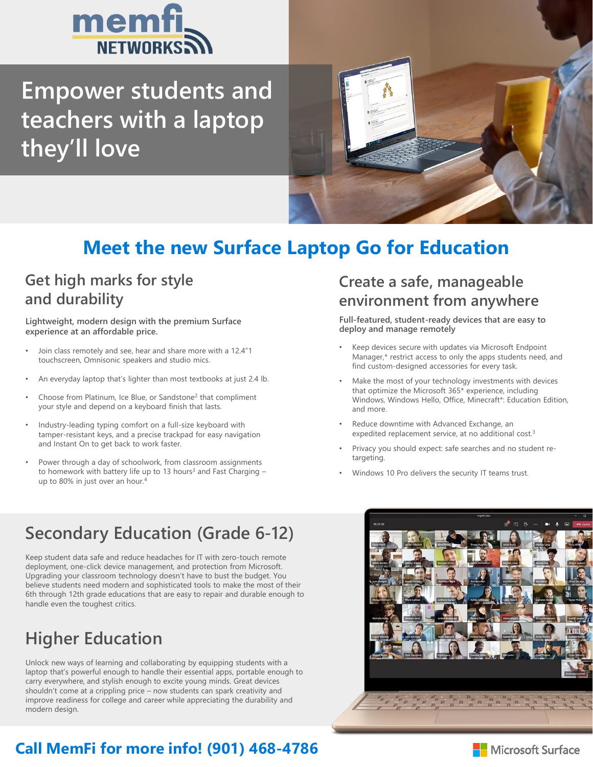memfi NETWORKS

# Empower students and teachers with a laptop they'll love

## Meet the new Surface Laptop Go for Education

### Get high marks for style and durability

**Lightweight, modern design with the premium Surface experience at an affordable price.**

- Join class remotely and see, hear and share more with a 12.4"1 touchscreen, Omnisonic speakers and studio mics.
- An everyday laptop that's lighter than most textbooks at just 2.4 lb.
- Choose from Platinum, Ice Blue, or Sandstone[2] that compliment your style and depend on a keyboard finish that lasts.
- Industry-leading typing comfort on a full-size keyboard with tamper-resistant keys, and a precise trackpad for easy navigation and Instant On to get back to work faster.
- Power through a day of schoolwork, from classroom assignments to homework with battery life up to 13 hours[3] and Fast Charging – up to 80% in just over an hour.[4]

### Create a safe, manageable environment from anywhere

**Full-featured, student-ready devices that are easy to deploy and manage remotely**

- Keep devices secure with updates via Microsoft Endpoint Manager,* restrict access to only the apps students need, and find custom-designed accessories for every task.
- Make the most of your technology investments with devices that optimize the Microsoft 365* experience, including Windows, Windows Hello, Office, Minecraft*: Education Edition, and more.
- Reduce downtime with Advanced Exchange, an expedited replacement service, at no additional cost.[3]
- Privacy you should expect: safe searches and no student re-targeting.
- Windows 10 Pro delivers the security IT teams trust.

## Secondary Education (Grade 6-12)

Keep student data safe and reduce headaches for IT with zero-touch remote deployment, one-click device management, and protection from Microsoft. Upgrading your classroom technology doesn't have to bust the budget. You believe students need modern and sophisticated tools to make the most of their 6th through 12th grade educations that are easy to repair and durable enough to handle even the toughest critics.

## Higher Education

Unlock new ways of learning and collaborating by equipping students with a laptop that's powerful enough to handle their essential apps, portable enough to carry everywhere, and stylish enough to excite young minds. Great devices shouldn't come at a crippling price – now students can spark creativity and improve readiness for college and career while appreciating the durability and modern design.

**Call MemFi for more info! (901) 468-4786**

Microsoft Surface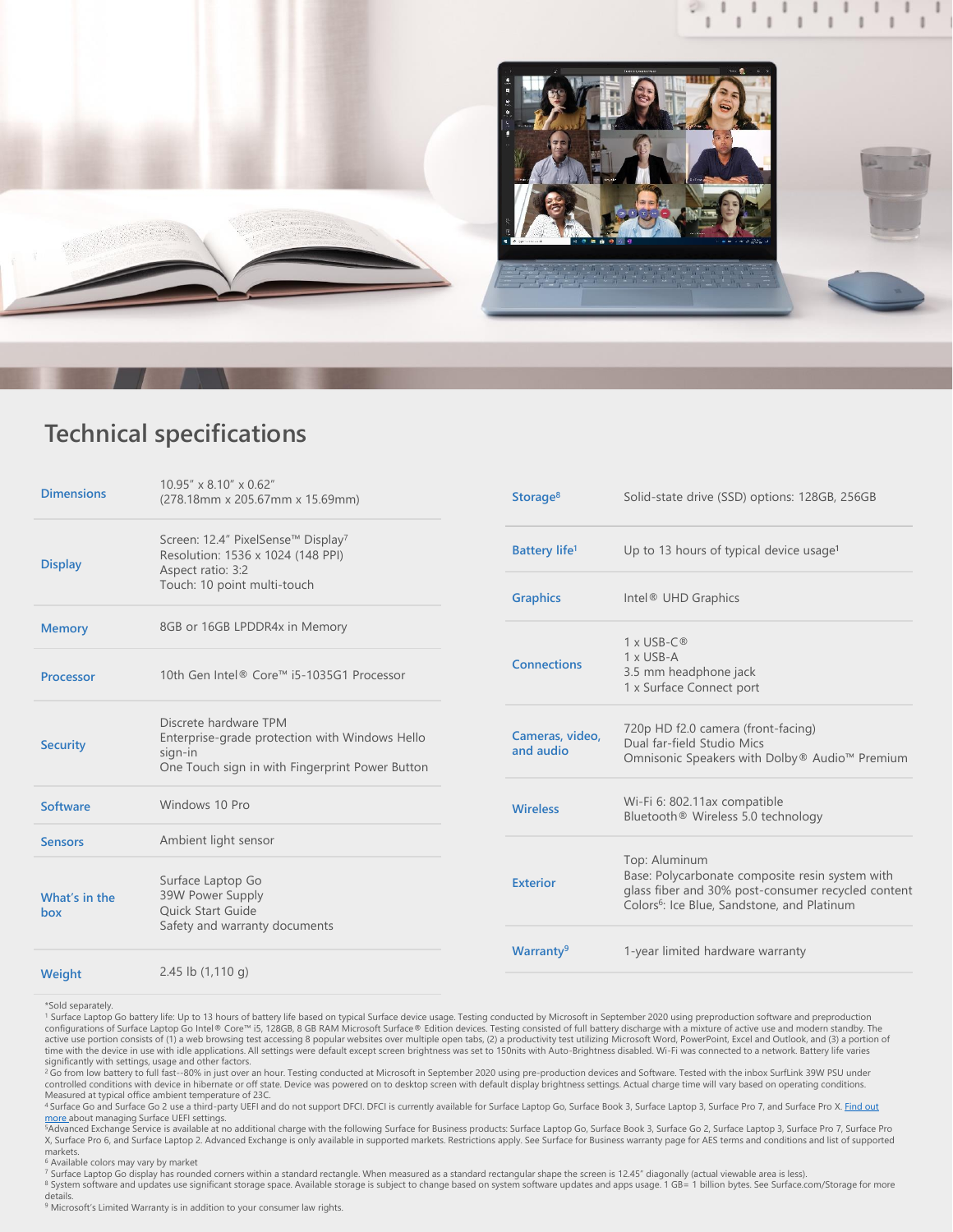## Technical specifications

| | |
|---|---|
| Dimensions | 10.95" x 8.10" x 0.62"<br>(278.18mm x 205.67mm x 15.69mm) |
| Display | Screen: 12.4" PixelSense™ Display[7]<br>Resolution: 1536 x 1024 (148 PPI)<br>Aspect ratio: 3:2<br>Touch: 10 point multi-touch |
| Memory | 8GB or 16GB LPDDR4x in Memory |
| Processor | 10th Gen Intel® Core™ i5-1035G1 Processor |
| Security | Discrete hardware TPM<br>Enterprise-grade protection with Windows Hello sign-in<br>One Touch sign in with Fingerprint Power Button |
| Software | Windows 10 Pro |
| Sensors | Ambient light sensor |
| What's in the box | Surface Laptop Go<br>39W Power Supply<br>Quick Start Guide<br>Safety and warranty documents |
| Weight | 2.45 lb (1,110 g) |
| Storage[8] | Solid-state drive (SSD) options: 128GB, 256GB |
| Battery life[1] | Up to 13 hours of typical device usage[1] |
| Graphics | Intel® UHD Graphics |
| Connections | 1 x USB-C®<br>1 x USB-A<br>3.5 mm headphone jack<br>1 x Surface Connect port |
| Cameras, video, and audio | 720p HD f2.0 camera (front-facing)<br>Dual far-field Studio Mics<br>Omnisonic Speakers with Dolby® Audio™ Premium |
| Wireless | Wi-Fi 6: 802.11ax compatible<br>Bluetooth® Wireless 5.0 technology |
| Exterior | Top: Aluminum<br>Base: Polycarbonate composite resin system with glass fiber and 30% post-consumer recycled content<br>Colors[6]: Ice Blue, Sandstone, and Platinum |
| Warranty[9] | 1-year limited hardware warranty |

*Sold separately.

[1] Surface Laptop Go battery life: Up to 13 hours of battery life based on typical Surface device usage. Testing conducted by Microsoft in September 2020 using preproduction software and preproduction configurations of Surface Laptop Go Intel® Core™ i5, 128GB, 8 GB RAM Microsoft Surface® Edition devices. Testing consisted of full battery discharge with a mixture of active use and modern standby. The active use portion consists of (1) a web browsing test accessing 8 popular websites over multiple open tabs, (2) a productivity test utilizing Microsoft Word, PowerPoint, Excel and Outlook, and (3) a portion of time with the device in use with idle applications. All settings were default except screen brightness was set to 150nits with Auto-Brightness disabled. Wi-Fi was connected to a network. Battery life varies significantly with settings, usage and other factors.

[2] Go from low battery to full fast--80% in just over an hour. Testing conducted at Microsoft in September 2020 using pre-production devices and Software. Tested with the inbox SurfLink 39W PSU under controlled conditions with device in hibernate or off state. Device was powered on to desktop screen with default display brightness settings. Actual charge time will vary based on operating conditions. Measured at typical office ambient temperature of 23C.

[4] Surface Go and Surface Go 2 use a third-party UEFI and do not support DFCI. DFCI is currently available for Surface Laptop Go, Surface Book 3, Surface Laptop 3, Surface Pro 7, and Surface Pro X. Find out more about managing Surface UEFI settings.

[5] Advanced Exchange Service is available at no additional charge with the following Surface for Business products: Surface Laptop Go, Surface Book 3, Surface Go 2, Surface Laptop 3, Surface Pro 7, Surface Pro X, Surface Pro 6, and Surface Laptop 2. Advanced Exchange is only available in supported markets. Restrictions apply. See Surface for Business warranty page for AES terms and conditions and list of supported markets.

[6] Available colors may vary by market

[7] Surface Laptop Go display has rounded corners within a standard rectangle. When measured as a standard rectangular shape the screen is 12.45" diagonally (actual viewable area is less).

[8] System software and updates use significant storage space. Available storage is subject to change based on system software updates and apps usage. 1 GB= 1 billion bytes. See Surface.com/Storage for more details.

[9] Microsoft's Limited Warranty is in addition to your consumer law rights.